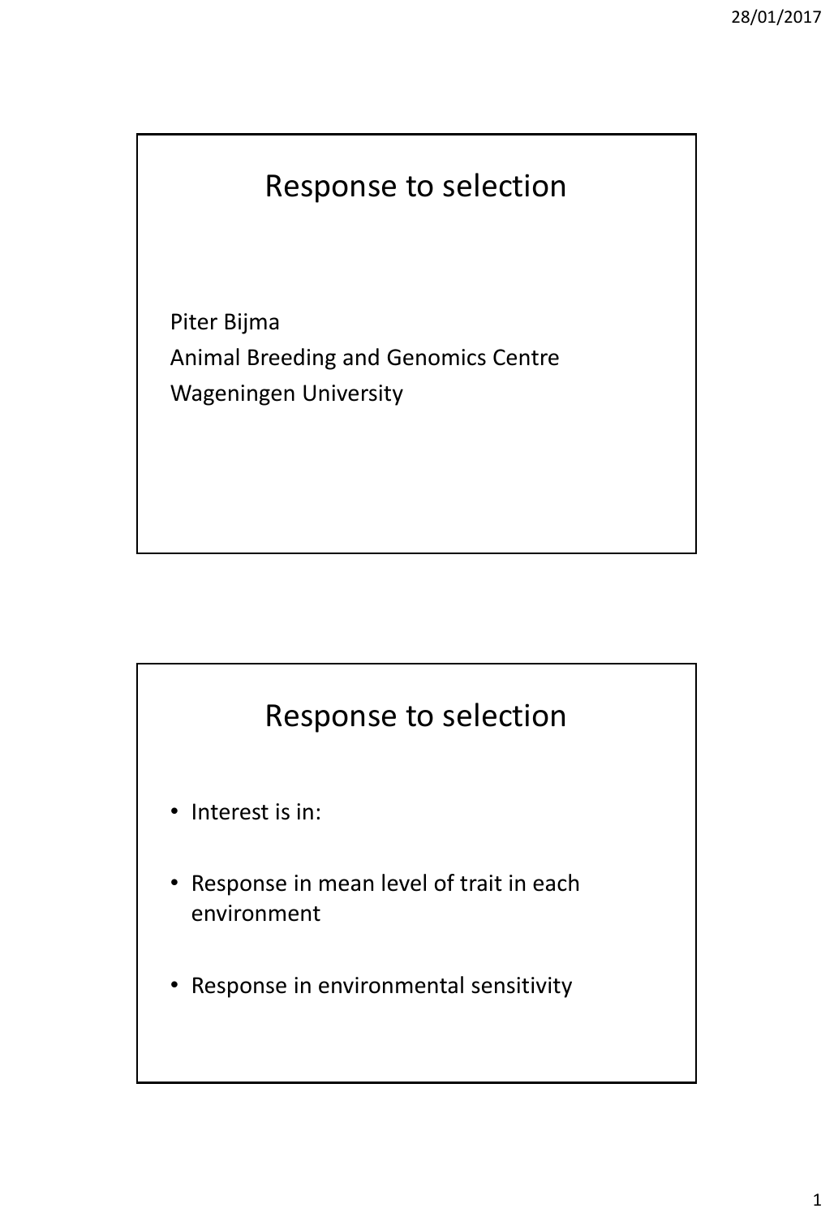# Response to selection

Piter Bijma
Animal Breeding and Genomics Centre
Wageningen University

# Response to selection

- Interest is in:
- Response in mean level of trait in each environment
- Response in environmental sensitivity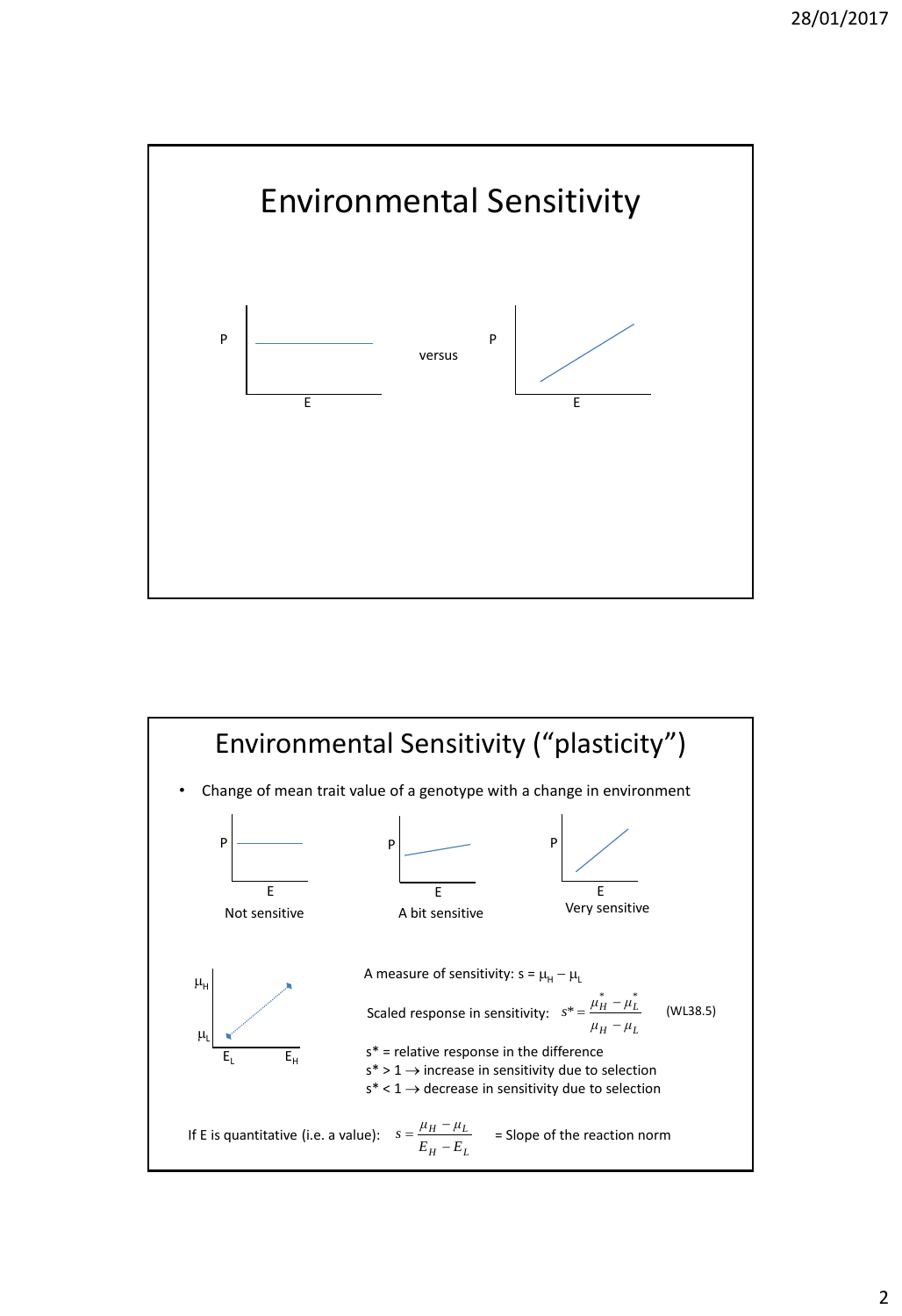# Environmental Sensitivity

P

E

versus

P

E

# Environmental Sensitivity ("plasticity")

- Change of mean trait value of a genotype with a change in environment

P E Not sensitive

P E A bit sensitive

P E Very sensitive

$\mu_H$

$\mu_L$

$E_L$ $E_H$

A measure of sensitivity: $s = \mu_H - \mu_L$

Scaled response in sensitivity: $s^* = \dfrac{\mu_H^* - \mu_L^*}{\mu_H - \mu_L}$ (WL38.5)

$s^*$ = relative response in the difference

$s^* > 1 \rightarrow$ increase in sensitivity due to selection

$s^* < 1 \rightarrow$ decrease in sensitivity due to selection

If E is quantitative (i.e. a value): $s = \dfrac{\mu_H - \mu_L}{E_H - E_L}$ = Slope of the reaction norm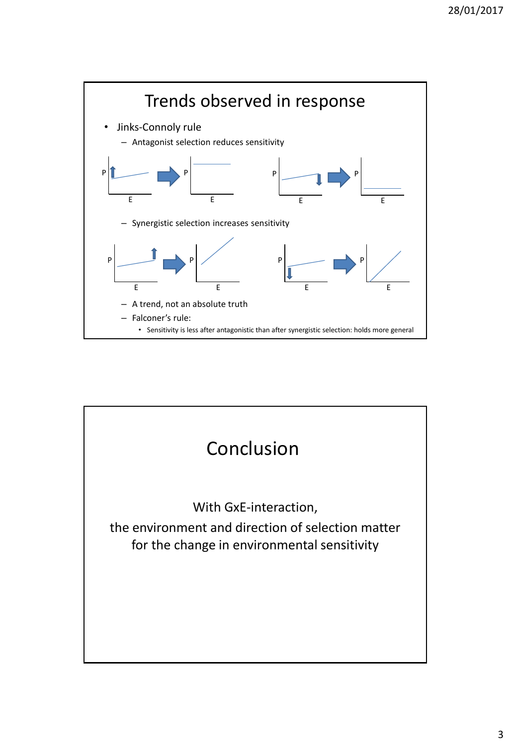## Trends observed in response

- Jinks-Connoly rule
  - Antagonist selection reduces sensitivity
  - Synergistic selection increases sensitivity
  - A trend, not an absolute truth
  - Falconer's rule:
    - Sensitivity is less after antagonistic than after synergistic selection: holds more general

## Conclusion

With GxE-interaction,
the environment and direction of selection matter
for the change in environmental sensitivity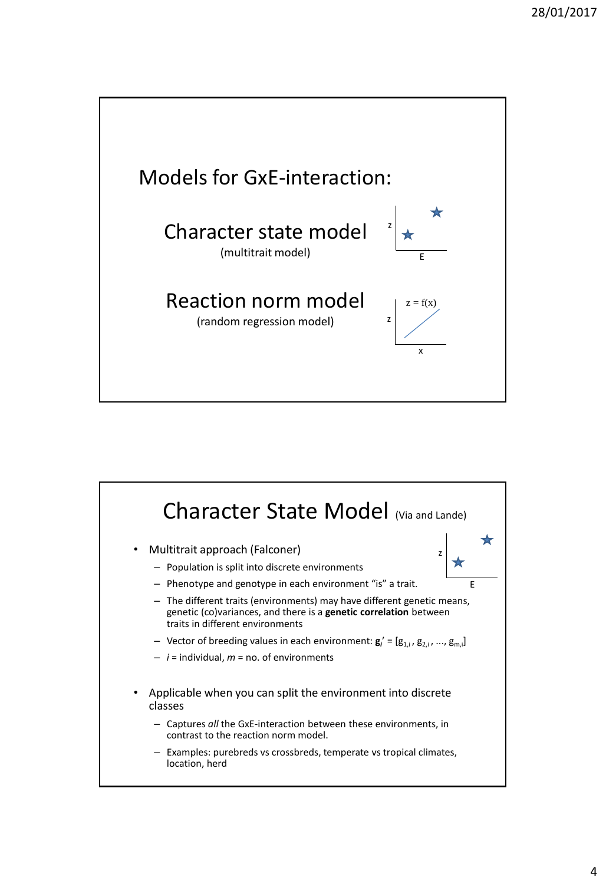## Models for GxE-interaction:

### Character state model

(multitrait model)

### Reaction norm model

(random regression model)

$z = f(x)$

---

## Character State Model (Via and Lande)

- Multitrait approach (Falconer)
  - Population is split into discrete environments
  - Phenotype and genotype in each environment "is" a trait.
  - The different traits (environments) may have different genetic means, genetic (co)variances, and there is a **genetic correlation** between traits in different environments
  - Vector of breeding values in each environment: $\mathbf{g}_i' = [g_{1,i}, g_{2,i}, \ldots, g_{m,i}]$
  - $i$ = individual, $m$ = no. of environments

- Applicable when you can split the environment into discrete classes
  - Captures *all* the GxE-interaction between these environments, in contrast to the reaction norm model.
  - Examples: purebreds vs crossbreds, temperate vs tropical climates, location, herd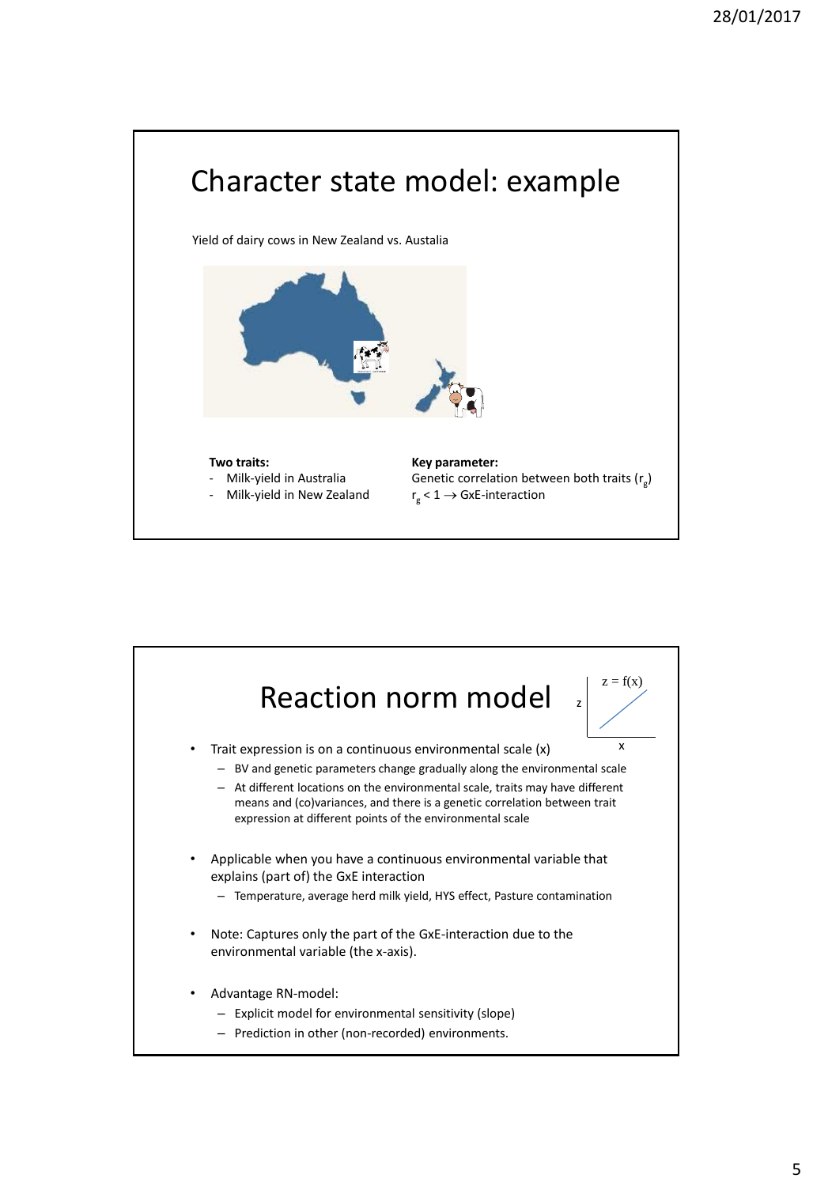# Character state model: example

Yield of dairy cows in New Zealand vs. Austalia

**Two traits:**

- Milk-yield in Australia
- Milk-yield in New Zealand

**Key parameter:**

Genetic correlation between both traits ($r_g$)

$r_g < 1 \rightarrow$ GxE-interaction

# Reaction norm model

z = f(x)

z

x

- Trait expression is on a continuous environmental scale (x)
  - BV and genetic parameters change gradually along the environmental scale
  - At different locations on the environmental scale, traits may have different means and (co)variances, and there is a genetic correlation between trait expression at different points of the environmental scale
- Applicable when you have a continuous environmental variable that explains (part of) the GxE interaction
  - Temperature, average herd milk yield, HYS effect, Pasture contamination
- Note: Captures only the part of the GxE-interaction due to the environmental variable (the x-axis).
- Advantage RN-model:
  - Explicit model for environmental sensitivity (slope)
  - Prediction in other (non-recorded) environments.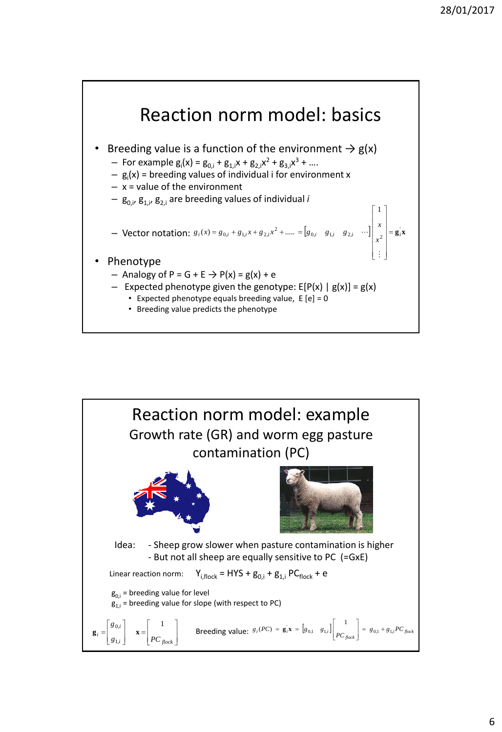# Reaction norm model: basics

- Breeding value is a function of the environment → g(x)
  - For example $g_i(x) = g_{0,i} + g_{1,i}x + g_{2,i}x^2 + g_{3,i}x^3 + ....$
  - $g_i(x)$ = breeding values of individual i for environment x
  - x = value of the environment
  - $g_{0,i}$, $g_{1,i}$, $g_{2,i}$ are breeding values of individual *i*
  - Vector notation: $g_i(x) = g_{0,i} + g_{1,i}x + g_{2,i}x^2 + ..... = \begin{bmatrix} g_{0,i} & g_{1,i} & g_{2,i} & \cdots \end{bmatrix} \begin{bmatrix} 1 \\ x \\ x^2 \\ \vdots \end{bmatrix} = \mathbf{g}_i^{'}\mathbf{x}$
- Phenotype
  - Analogy of P = G + E → P(x) = g(x) + e
  - Expected phenotype given the genotype: E[P(x) | g(x)] = g(x)
    - Expected phenotype equals breeding value, E [e] = 0
    - Breeding value predicts the phenotype

# Reaction norm model: example

## Growth rate (GR) and worm egg pasture contamination (PC)

Idea: - Sheep grow slower when pasture contamination is higher
- But not all sheep are equally sensitive to PC (=GxE)

Linear reaction norm: $Y_{i,flock} = HYS + g_{0,i} + g_{1,i}\,PC_{flock} + e$

$g_{0,i}$ = breeding value for level
$g_{1,i}$ = breeding value for slope (with respect to PC)

$$\mathbf{g}_i = \begin{bmatrix} g_{0,i} \\ g_{1,i} \end{bmatrix} \quad \mathbf{x} = \begin{bmatrix} 1 \\ PC_{flock} \end{bmatrix}$$

Breeding value: $g_i(PC) = \mathbf{g}_i^{'}\mathbf{x} = \begin{bmatrix} g_{0,1} & g_{1,i} \end{bmatrix} \begin{bmatrix} 1 \\ PC_{flock} \end{bmatrix} = g_{0,1} + g_{1,i}PC_{flock}$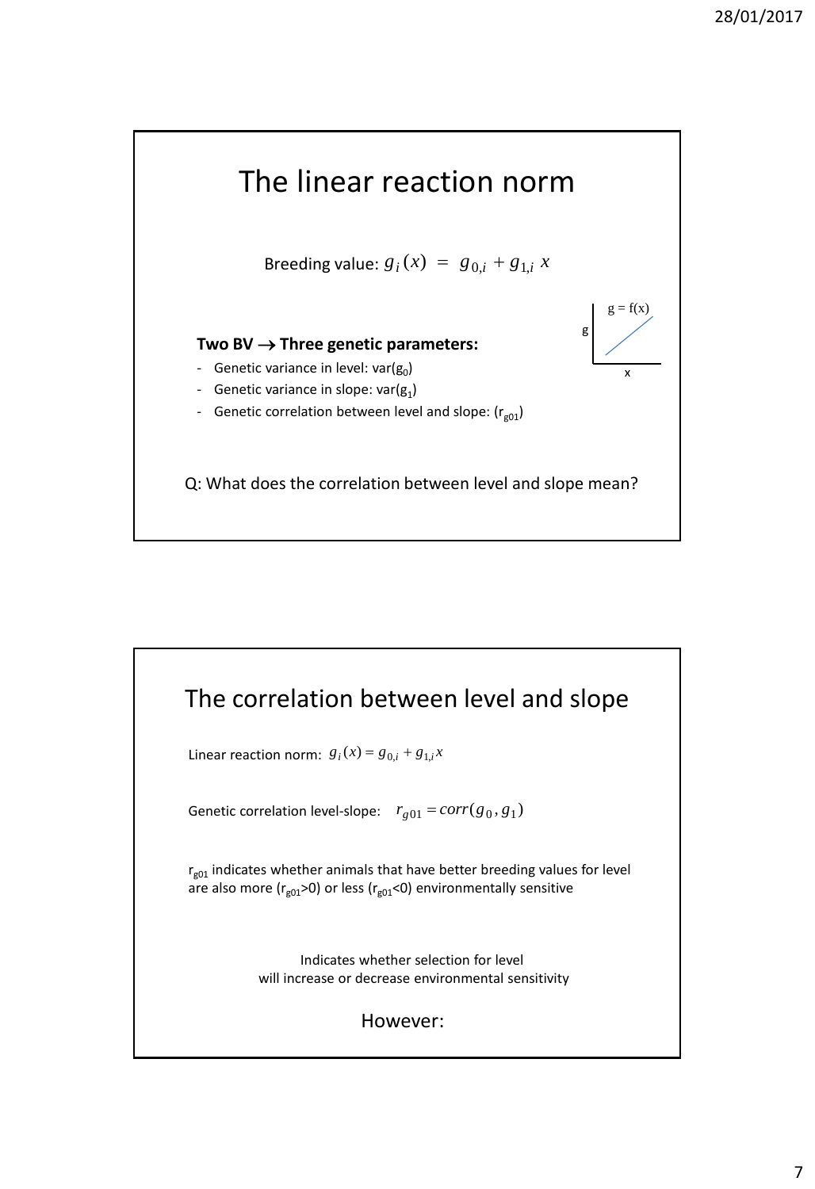# The linear reaction norm

Breeding value: $g_i(x) = g_{0,i} + g_{1,i}\, x$

g = f(x)

g

x

**Two BV → Three genetic parameters:**

- Genetic variance in level: $var(g_0)$
- Genetic variance in slope: $var(g_1)$
- Genetic correlation between level and slope: ($r_{g01}$)

Q: What does the correlation between level and slope mean?

# The correlation between level and slope

Linear reaction norm: $g_i(x) = g_{0,i} + g_{1,i} x$

Genetic correlation level-slope: $r_{g01} = corr(g_0, g_1)$

$r_{g01}$ indicates whether animals that have better breeding values for level are also more ($r_{g01}>0$) or less ($r_{g01}<0$) environmentally sensitive

↓

Indicates whether selection for level will increase or decrease environmental sensitivity

However: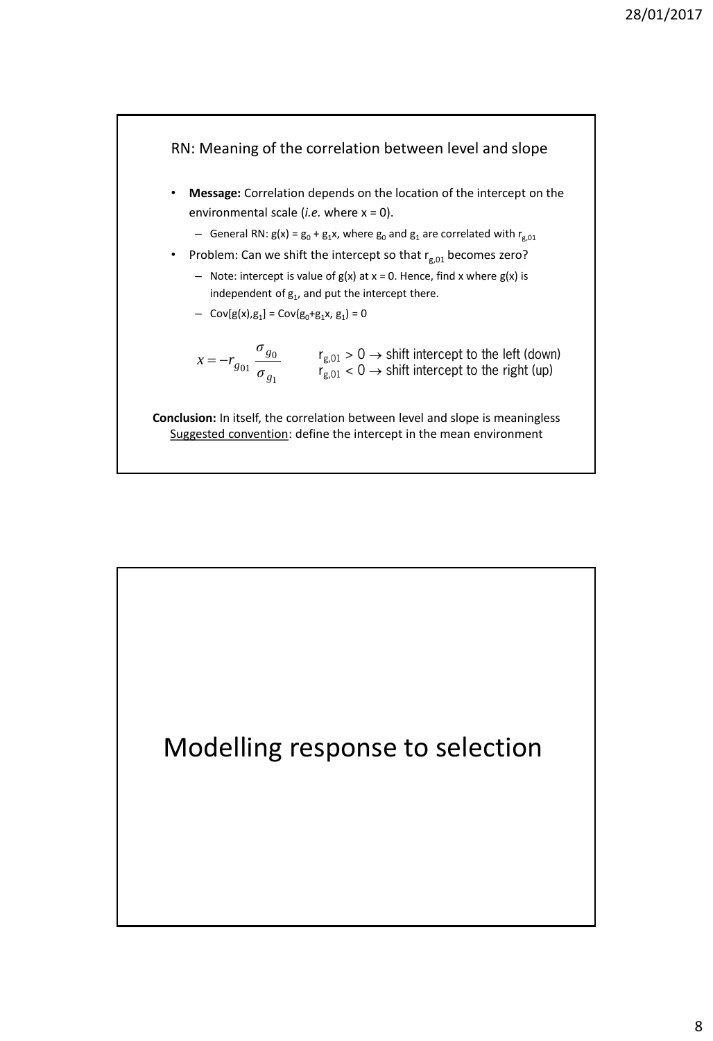## RN: Meaning of the correlation between level and slope

- **Message:** Correlation depends on the location of the intercept on the environmental scale (*i.e.* where x = 0).
  - General RN: $g(x) = g_0 + g_1 x$, where $g_0$ and $g_1$ are correlated with $r_{g,01}$
- Problem: Can we shift the intercept so that $r_{g,01}$ becomes zero?
  - Note: intercept is value of $g(x)$ at $x = 0$. Hence, find $x$ where $g(x)$ is independent of $g_1$, and put the intercept there.
  - $Cov[g(x),g_1] = Cov(g_0+g_1x, g_1) = 0$

$$x = -r_{g_{01}} \frac{\sigma_{g_0}}{\sigma_{g_1}}$$

$r_{g,01} > 0 \rightarrow$ shift intercept to the left (down)
$r_{g,01} < 0 \rightarrow$ shift intercept to the right (up)

**Conclusion:** In itself, the correlation between level and slope is meaningless
Suggested convention: define the intercept in the mean environment

# Modelling response to selection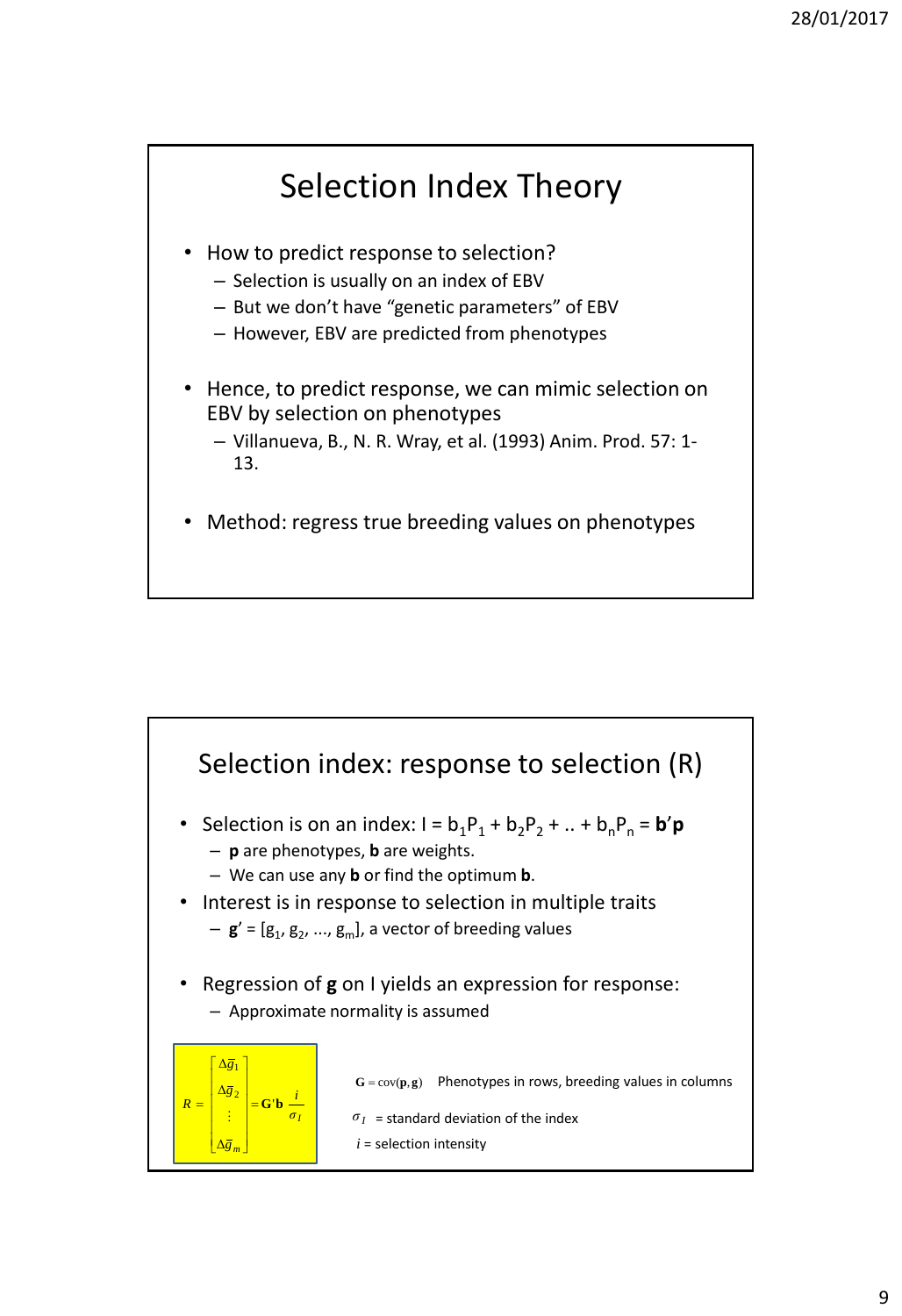## Selection Index Theory

- How to predict response to selection?
  - Selection is usually on an index of EBV
  - But we don't have "genetic parameters" of EBV
  - However, EBV are predicted from phenotypes
- Hence, to predict response, we can mimic selection on EBV by selection on phenotypes
  - Villanueva, B., N. R. Wray, et al. (1993) Anim. Prod. 57: 1-13.
- Method: regress true breeding values on phenotypes

## Selection index: response to selection (R)

- Selection is on an index: $I = b_1P_1 + b_2P_2 + .. + b_nP_n = \mathbf{b}'\mathbf{p}$
  - **p** are phenotypes, **b** are weights.
  - We can use any **b** or find the optimum **b**.
- Interest is in response to selection in multiple traits
  - $\mathbf{g}' = [g_1, g_2, ..., g_m]$, a vector of breeding values
- Regression of **g** on I yields an expression for response:
  - Approximate normality is assumed

$$R = \begin{bmatrix} \Delta\bar{g}_1 \\ \Delta\bar{g}_2 \\ \vdots \\ \Delta\bar{g}_m \end{bmatrix} = \mathbf{G}'\mathbf{b}\,\frac{i}{\sigma_I}$$

$\mathbf{G} = \text{cov}(\mathbf{p}, \mathbf{g})$ Phenotypes in rows, breeding values in columns

$\sigma_I$ = standard deviation of the index

$i$ = selection intensity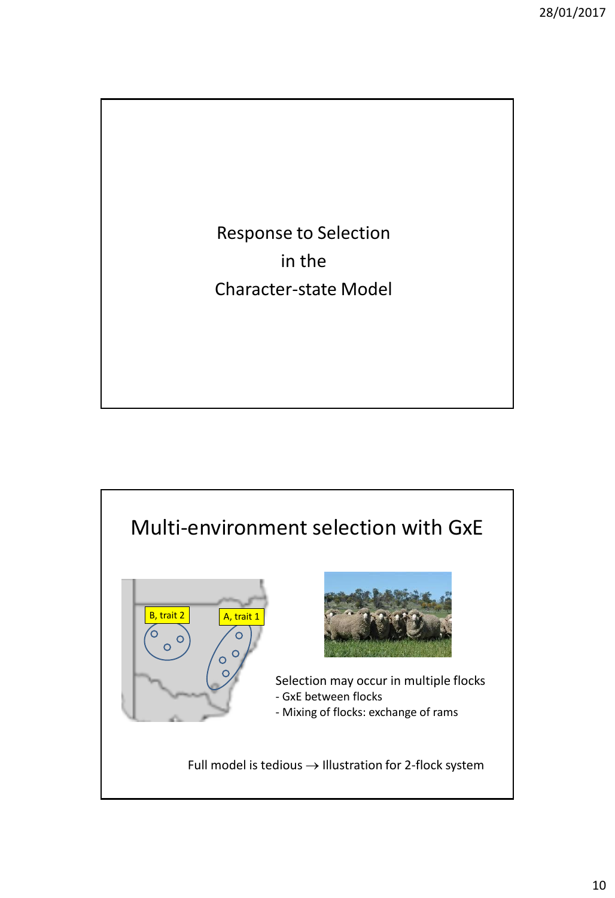Response to Selection

in the

Character-state Model

## Multi-environment selection with GxE

B, trait 2

A, trait 1

Selection may occur in multiple flocks
- GxE between flocks
- Mixing of flocks: exchange of rams

Full model is tedious → Illustration for 2-flock system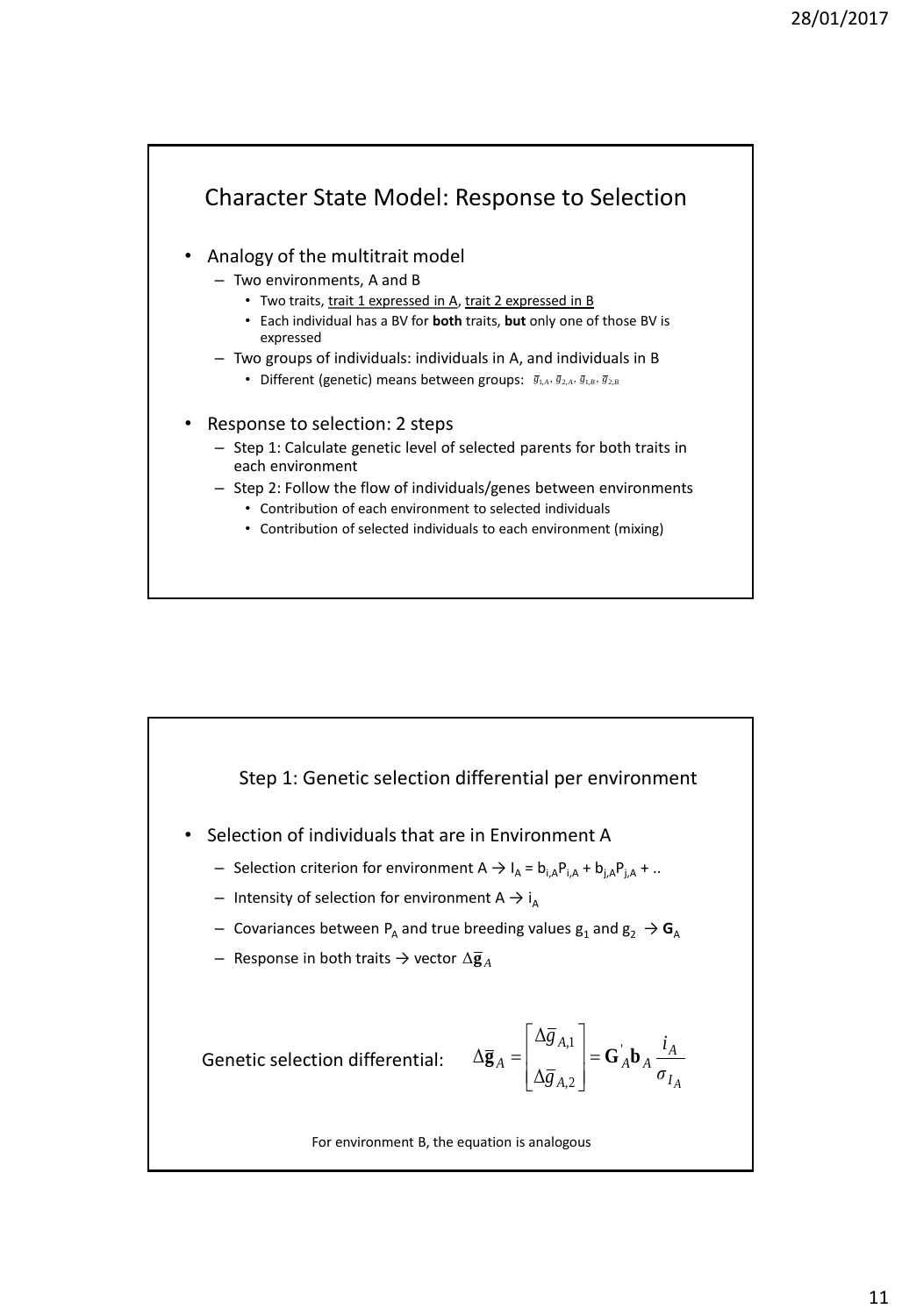## Character State Model: Response to Selection

- Analogy of the multitrait model
  - Two environments, A and B
    - Two traits, trait 1 expressed in A, trait 2 expressed in B
    - Each individual has a BV for **both** traits, **but** only one of those BV is expressed
  - Two groups of individuals: individuals in A, and individuals in B
    - Different (genetic) means between groups: $\bar{g}_{1,A}, \bar{g}_{2,A}, \bar{g}_{1,B}, \bar{g}_{2,B}$

- Response to selection: 2 steps
  - Step 1: Calculate genetic level of selected parents for both traits in each environment
  - Step 2: Follow the flow of individuals/genes between environments
    - Contribution of each environment to selected individuals
    - Contribution of selected individuals to each environment (mixing)

## Step 1: Genetic selection differential per environment

- Selection of individuals that are in Environment A
  - Selection criterion for environment A → $I_A = b_{i,A}P_{i,A} + b_{j,A}P_{j,A} + ..$
  - Intensity of selection for environment A → $i_A$
  - Covariances between $P_A$ and true breeding values $g_1$ and $g_2$ → $\mathbf{G}_A$
  - Response in both traits → vector $\Delta\bar{\mathbf{g}}_A$

Genetic selection differential:

$$\Delta\bar{\mathbf{g}}_A = \begin{bmatrix} \Delta\bar{g}_{A,1} \\ \Delta\bar{g}_{A,2} \end{bmatrix} = \mathbf{G}'_A \mathbf{b}_A \frac{i_A}{\sigma_{I_A}}$$

For environment B, the equation is analogous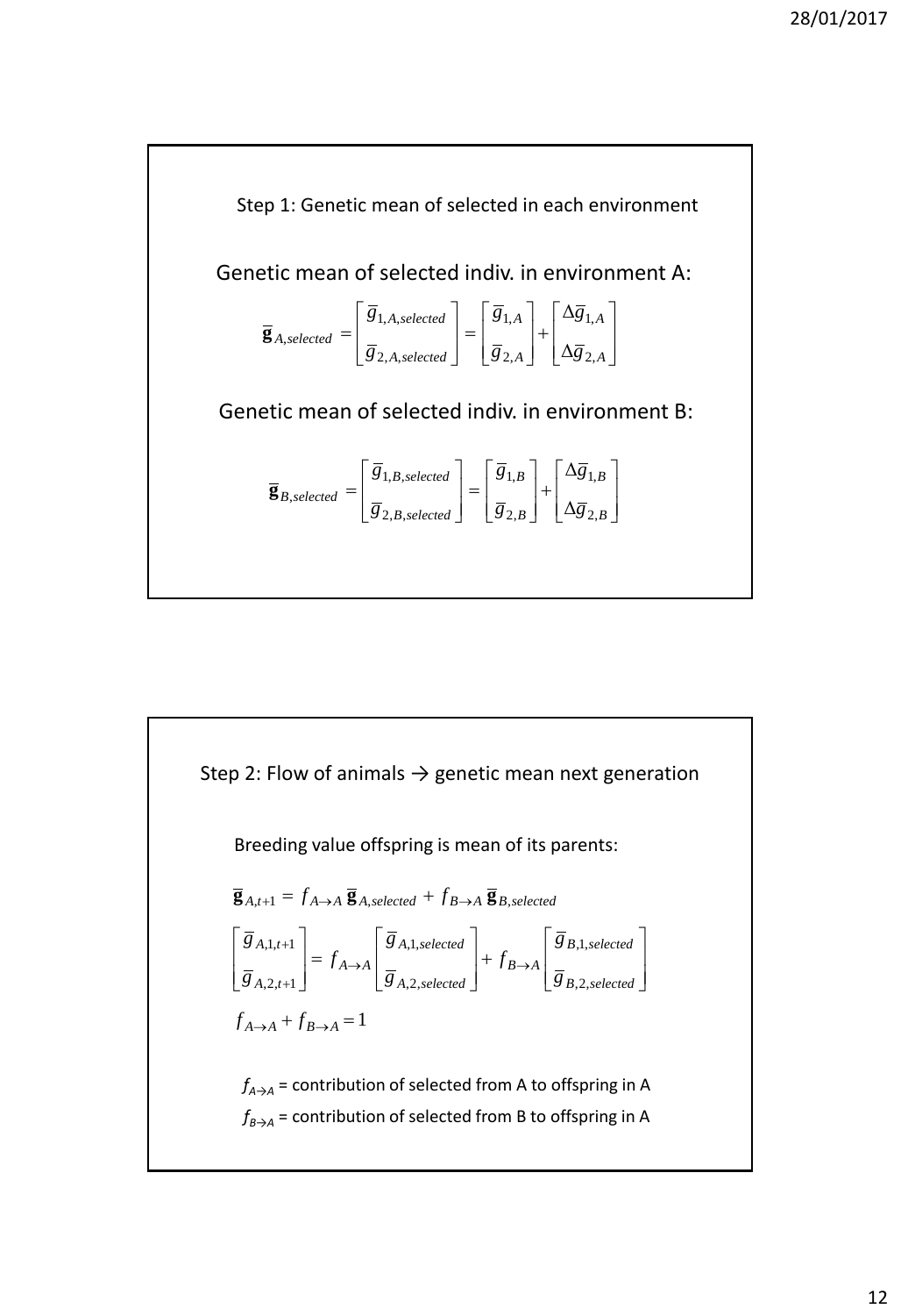## Step 1: Genetic mean of selected in each environment

Genetic mean of selected indiv. in environment A:

$$\overline{\mathbf{g}}_{A,selected} = \begin{bmatrix} \overline{g}_{1,A,selected} \\ \overline{g}_{2,A,selected} \end{bmatrix} = \begin{bmatrix} \overline{g}_{1,A} \\ \overline{g}_{2,A} \end{bmatrix} + \begin{bmatrix} \Delta\overline{g}_{1,A} \\ \Delta\overline{g}_{2,A} \end{bmatrix}$$

Genetic mean of selected indiv. in environment B:

$$\overline{\mathbf{g}}_{B,selected} = \begin{bmatrix} \overline{g}_{1,B,selected} \\ \overline{g}_{2,B,selected} \end{bmatrix} = \begin{bmatrix} \overline{g}_{1,B} \\ \overline{g}_{2,B} \end{bmatrix} + \begin{bmatrix} \Delta\overline{g}_{1,B} \\ \Delta\overline{g}_{2,B} \end{bmatrix}$$

## Step 2: Flow of animals → genetic mean next generation

Breeding value offspring is mean of its parents:

$$\overline{\mathbf{g}}_{A,t+1} = f_{A\to A}\,\overline{\mathbf{g}}_{A,selected} + f_{B\to A}\,\overline{\mathbf{g}}_{B,selected}$$

$$\begin{bmatrix} \overline{g}_{A,1,t+1} \\ \overline{g}_{A,2,t+1} \end{bmatrix} = f_{A\to A} \begin{bmatrix} \overline{g}_{A,1,selected} \\ \overline{g}_{A,2,selected} \end{bmatrix} + f_{B\to A} \begin{bmatrix} \overline{g}_{B,1,selected} \\ \overline{g}_{B,2,selected} \end{bmatrix}$$

$$f_{A\to A} + f_{B\to A} = 1$$

$f_{A\to A}$ = contribution of selected from A to offspring in A

$f_{B\to A}$ = contribution of selected from B to offspring in A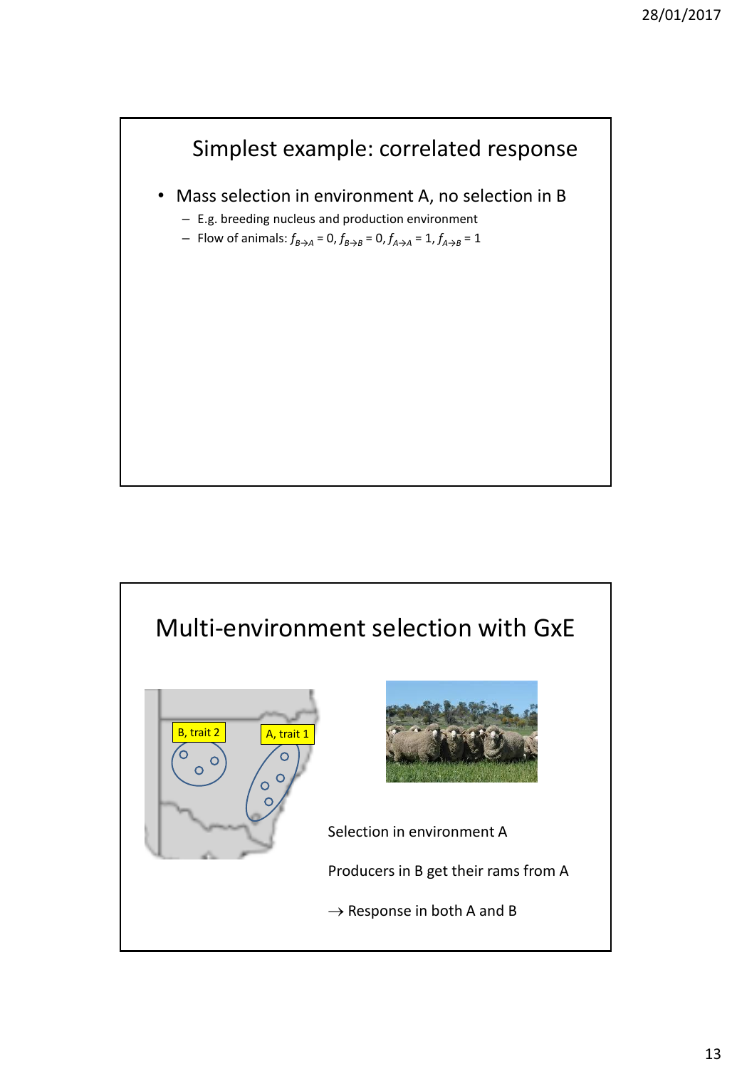## Simplest example: correlated response

- Mass selection in environment A, no selection in B
  - E.g. breeding nucleus and production environment
  - Flow of animals: $f_{B \to A} = 0$, $f_{B \to B} = 0$, $f_{A \to A} = 1$, $f_{A \to B} = 1$

## Multi-environment selection with GxE

B, trait 2

A, trait 1

Selection in environment A

Producers in B get their rams from A

$\rightarrow$ Response in both A and B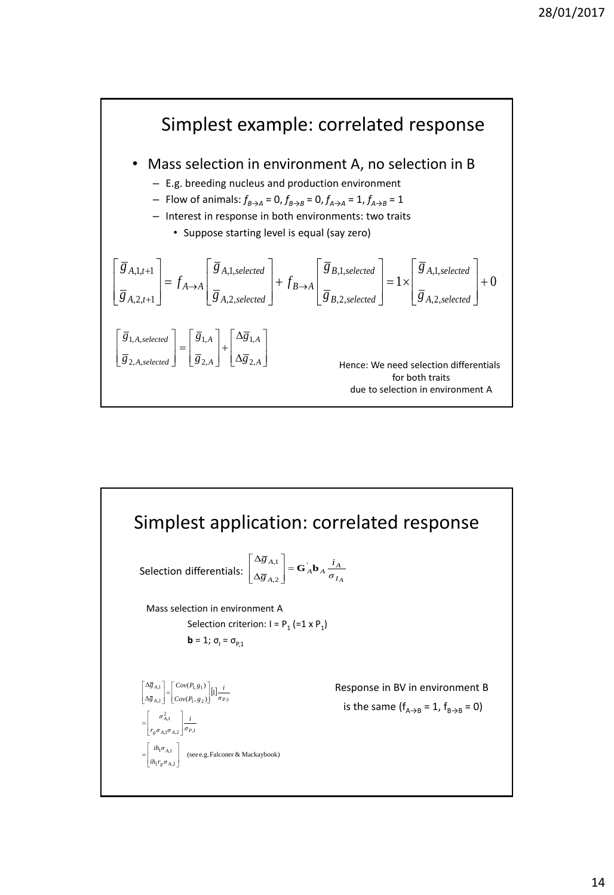## Simplest example: correlated response

- Mass selection in environment A, no selection in B
  - E.g. breeding nucleus and production environment
  - Flow of animals: $f_{B\rightarrow A} = 0$, $f_{B\rightarrow B} = 0$, $f_{A\rightarrow A} = 1$, $f_{A\rightarrow B} = 1$
  - Interest in response in both environments: two traits
    - Suppose starting level is equal (say zero)

$$\begin{bmatrix} \bar{g}_{A,1,t+1} \\ \bar{g}_{A,2,t+1} \end{bmatrix} = f_{A\rightarrow A} \begin{bmatrix} \bar{g}_{A,1,selected} \\ \bar{g}_{A,2,selected} \end{bmatrix} + f_{B\rightarrow A} \begin{bmatrix} \bar{g}_{B,1,selected} \\ \bar{g}_{B,2,selected} \end{bmatrix} = 1 \times \begin{bmatrix} \bar{g}_{A,1,selected} \\ \bar{g}_{A,2,selected} \end{bmatrix} + 0$$

$$\begin{bmatrix} \bar{g}_{1,A,selected} \\ \bar{g}_{2,A,selected} \end{bmatrix} = \begin{bmatrix} \bar{g}_{1,A} \\ \bar{g}_{2,A} \end{bmatrix} + \begin{bmatrix} \Delta\bar{g}_{1,A} \\ \Delta\bar{g}_{2,A} \end{bmatrix}$$

Hence: We need selection differentials for both traits due to selection in environment A

## Simplest application: correlated response

Selection differentials: $\begin{bmatrix} \Delta\bar{g}_{A,1} \\ \Delta\bar{g}_{A,2} \end{bmatrix} = \mathbf{G}'_A \mathbf{b}_A \frac{i_A}{\sigma_{I_A}}$

Mass selection in environment A

Selection criterion: $I = P_1$ (=1 x $P_1$)

$\mathbf{b} = 1$; $\sigma_I = \sigma_{P,1}$

$$\begin{bmatrix} \Delta\bar{g}_{A,1} \\ \Delta\bar{g}_{A,2} \end{bmatrix} = \begin{bmatrix} Cov(P_1, g_1) \\ Cov(P_1, g_2) \end{bmatrix} [1] \frac{i}{\sigma_{P,1}}$$

$$= \begin{bmatrix} \sigma^2_{A,1} \\ r_g \sigma_{A,1} \sigma_{A,2} \end{bmatrix} \frac{i}{\sigma_{P,1}}$$

$$= \begin{bmatrix} i h_1 \sigma_{A,1} \\ i h_1 r_g \sigma_{A,2} \end{bmatrix} \quad \text{(see e.g. Falconer \& Mackay book)}$$

Response in BV in environment B is the same ($f_{A\rightarrow B} = 1$, $f_{B\rightarrow B} = 0$)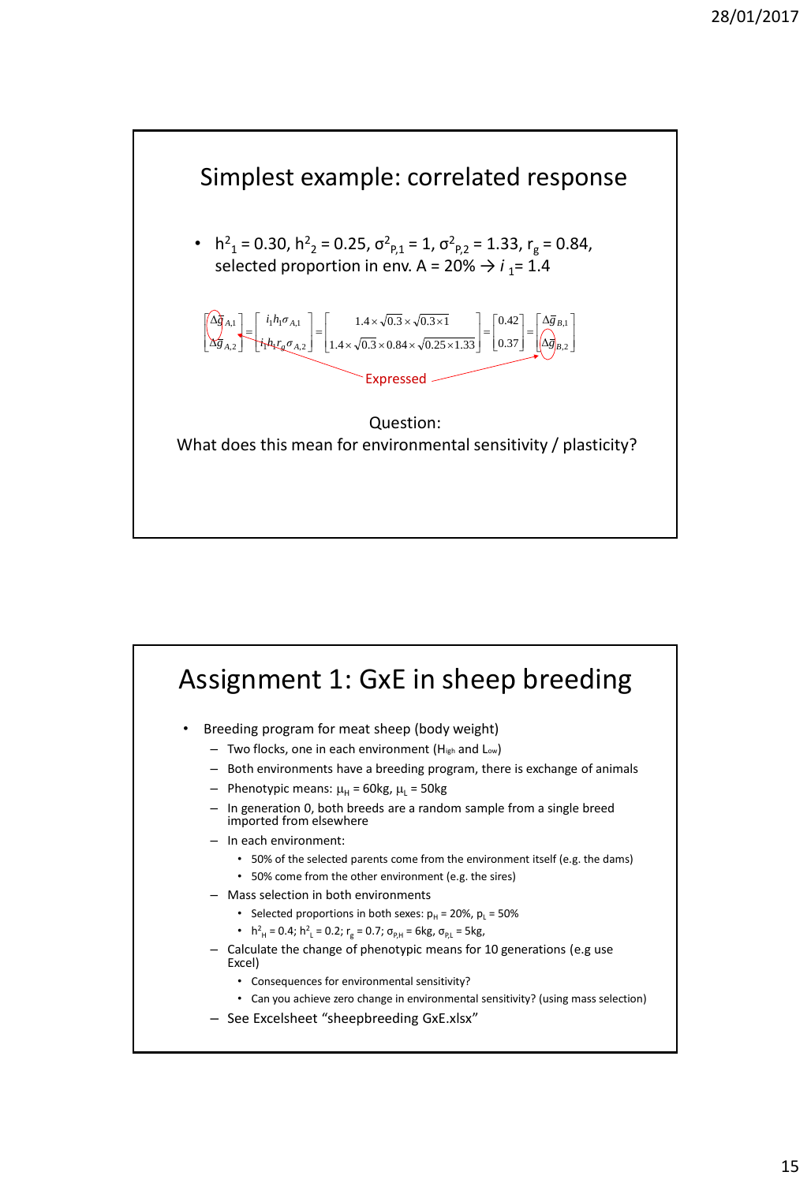## Simplest example: correlated response

- $h^2_1 = 0.30$, $h^2_2 = 0.25$, $\sigma^2_{P,1} = 1$, $\sigma^2_{P,2} = 1.33$, $r_g = 0.84$, selected proportion in env. A = 20% → $i_1 = 1.4$

$$\begin{bmatrix} \Delta\bar{g}_{A,1} \\ \Delta\bar{g}_{A,2} \end{bmatrix} = \begin{bmatrix} i_1 h_1 \sigma_{A,1} \\ i_1 h_1 r_g \sigma_{A,2} \end{bmatrix} = \begin{bmatrix} 1.4 \times \sqrt{0.3} \times \sqrt{0.3 \times 1} \\ 1.4 \times \sqrt{0.3} \times 0.84 \times \sqrt{0.25 \times 1.33} \end{bmatrix} = \begin{bmatrix} 0.42 \\ 0.37 \end{bmatrix} = \begin{bmatrix} \Delta\bar{g}_{B,1} \\ \Delta\bar{g}_{B,2} \end{bmatrix}$$

Expressed

Question:
What does this mean for environmental sensitivity / plasticity?

## Assignment 1: GxE in sheep breeding

- Breeding program for meat sheep (body weight)
  - Two flocks, one in each environment (High and Low)
  - Both environments have a breeding program, there is exchange of animals
  - Phenotypic means: $\mu_H = 60$kg, $\mu_L = 50$kg
  - In generation 0, both breeds are a random sample from a single breed imported from elsewhere
  - In each environment:
    - 50% of the selected parents come from the environment itself (e.g. the dams)
    - 50% come from the other environment (e.g. the sires)
  - Mass selection in both environments
    - Selected proportions in both sexes: $p_H = 20\%$, $p_L = 50\%$
    - $h^2_H = 0.4$; $h^2_L = 0.2$; $r_g = 0.7$; $\sigma_{P,H} = 6$kg, $\sigma_{P,L} = 5$kg,
  - Calculate the change of phenotypic means for 10 generations (e.g use Excel)
    - Consequences for environmental sensitivity?
    - Can you achieve zero change in environmental sensitivity? (using mass selection)
  - See Excelsheet "sheepbreeding GxE.xlsx"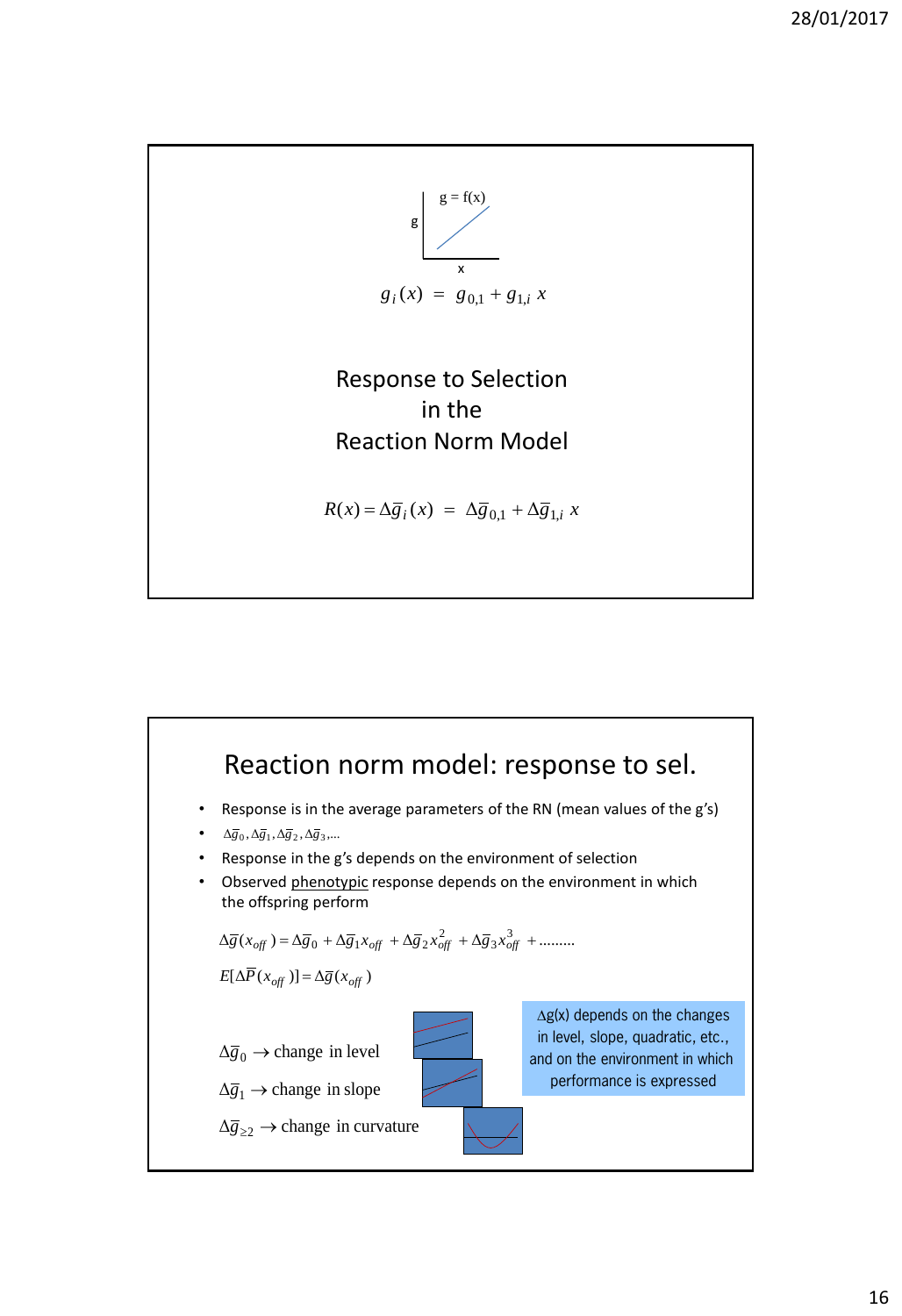g = f(x)

$$g_i(x) = g_{0,1} + g_{1,i}\, x$$

Response to Selection in the Reaction Norm Model

$$R(x) = \Delta \bar{g}_i(x) = \Delta \bar{g}_{0,1} + \Delta \bar{g}_{1,i}\, x$$

## Reaction norm model: response to sel.

- Response is in the average parameters of the RN (mean values of the g's)
- $\Delta \bar{g}_0, \Delta \bar{g}_1, \Delta \bar{g}_2, \Delta \bar{g}_3, \ldots$
- Response in the g's depends on the environment of selection
- Observed phenotypic response depends on the environment in which the offspring perform

$$\Delta \bar{g}(x_{off}) = \Delta \bar{g}_0 + \Delta \bar{g}_1 x_{off} + \Delta \bar{g}_2 x_{off}^2 + \Delta \bar{g}_3 x_{off}^3 + \ldots\ldots\ldots$$

$$E[\Delta \bar{P}(x_{off})] = \Delta \bar{g}(x_{off})$$

$\Delta \bar{g}_0 \rightarrow$ change in level

$\Delta \bar{g}_1 \rightarrow$ change in slope

$\Delta \bar{g}_{\geq 2} \rightarrow$ change in curvature

$\Delta$g(x) depends on the changes in level, slope, quadratic, etc., and on the environment in which performance is expressed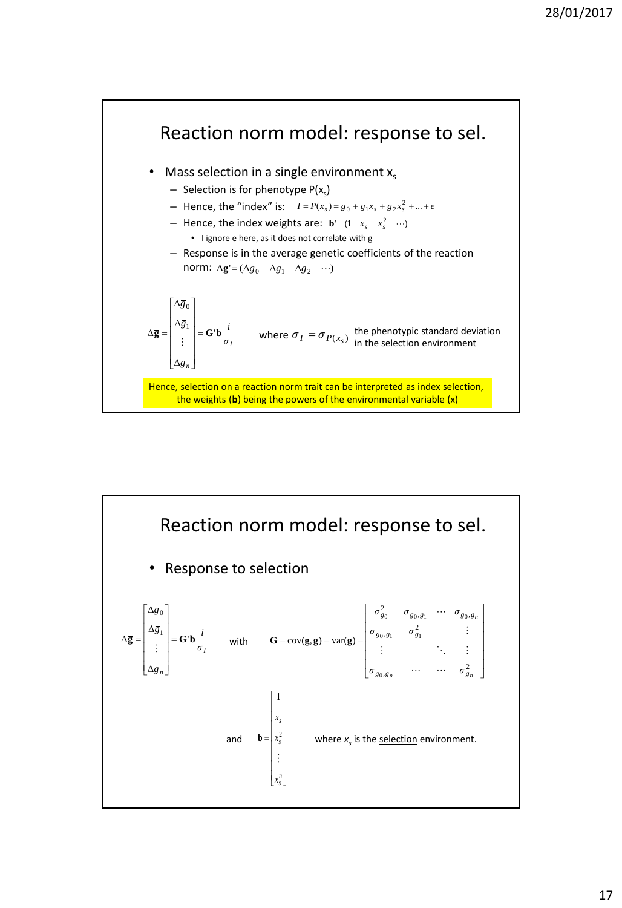## Reaction norm model: response to sel.

- Mass selection in a single environment $x_s$
  - Selection is for phenotype $P(x_s)$
  - Hence, the "index" is: $I = P(x_s) = g_0 + g_1 x_s + g_2 x_s^2 + ... + e$
  - Hence, the index weights are: $\mathbf{b}' = (1 \quad x_s \quad x_s^2 \quad \cdots)$
    - I ignore e here, as it does not correlate with g
  - Response is in the average genetic coefficients of the reaction norm: $\Delta\bar{\mathbf{g}}' = (\Delta\bar{g}_0 \quad \Delta\bar{g}_1 \quad \Delta\bar{g}_2 \quad \cdots)$

$$\Delta\bar{\mathbf{g}} = \begin{bmatrix} \Delta\bar{g}_0 \\ \Delta\bar{g}_1 \\ \vdots \\ \Delta\bar{g}_n \end{bmatrix} = \mathbf{G}'\mathbf{b}\frac{i}{\sigma_I}$$

where $\sigma_I = \sigma_{P(x_s)}$ the phenotypic standard deviation in the selection environment

Hence, selection on a reaction norm trait can be interpreted as index selection, the weights (**b**) being the powers of the environmental variable (x)

## Reaction norm model: response to sel.

- Response to selection

$$\Delta\bar{\mathbf{g}} = \begin{bmatrix} \Delta\bar{g}_0 \\ \Delta\bar{g}_1 \\ \vdots \\ \Delta\bar{g}_n \end{bmatrix} = \mathbf{G}'\mathbf{b}\frac{i}{\sigma_I}$$

with

$$\mathbf{G} = \text{cov}(\mathbf{g},\mathbf{g}) = \text{var}(\mathbf{g}) = \begin{bmatrix} \sigma^2_{g_0} & \sigma_{g_0,g_1} & \cdots & \sigma_{g_0,g_n} \\ \sigma_{g_0,g_1} & \sigma^2_{g_1} & & \vdots \\ \vdots & & \ddots & \vdots \\ \sigma_{g_0,g_n} & \cdots & \cdots & \sigma^2_{g_n} \end{bmatrix}$$

and

$$\mathbf{b} = \begin{bmatrix} 1 \\ x_s \\ x_s^2 \\ \vdots \\ x_s^n \end{bmatrix}$$

where $x_s$ is the selection environment.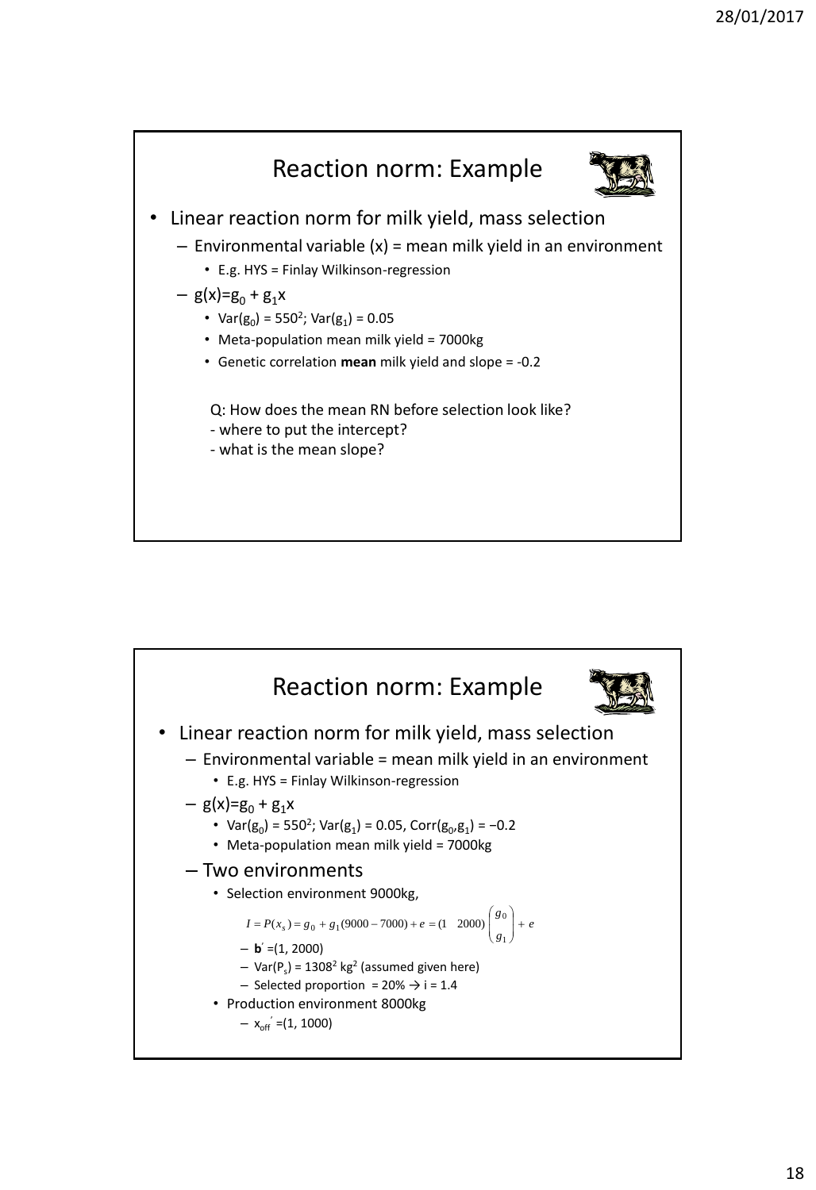## Reaction norm: Example

- Linear reaction norm for milk yield, mass selection
  - Environmental variable (x) = mean milk yield in an environment
    - E.g. HYS = Finlay Wilkinson-regression
  - $g(x)=g_0 + g_1x$
    - $Var(g_0) = 550^2$; $Var(g_1) = 0.05$
    - Meta-population mean milk yield = 7000kg
    - Genetic correlation **mean** milk yield and slope = -0.2

Q: How does the mean RN before selection look like?
- where to put the intercept?
- what is the mean slope?

## Reaction norm: Example

- Linear reaction norm for milk yield, mass selection
  - Environmental variable = mean milk yield in an environment
    - E.g. HYS = Finlay Wilkinson-regression
  - $g(x)=g_0 + g_1x$
    - $Var(g_0) = 550^2$; $Var(g_1) = 0.05$, $Corr(g_0,g_1) = -0.2$
    - Meta-population mean milk yield = 7000kg
  - Two environments
    - Selection environment 9000kg,

$$I = P(x_s) = g_0 + g_1(9000 - 7000) + e = (1 \quad 2000)\begin{pmatrix} g_0 \\ g_1 \end{pmatrix} + e$$

      - $\mathbf{b}'$ =(1, 2000)
      - $Var(P_s) = 1308^2$ $kg^2$ (assumed given here)
      - Selected proportion = 20% → i = 1.4
    - Production environment 8000kg
      - $x_{off}'$ =(1, 1000)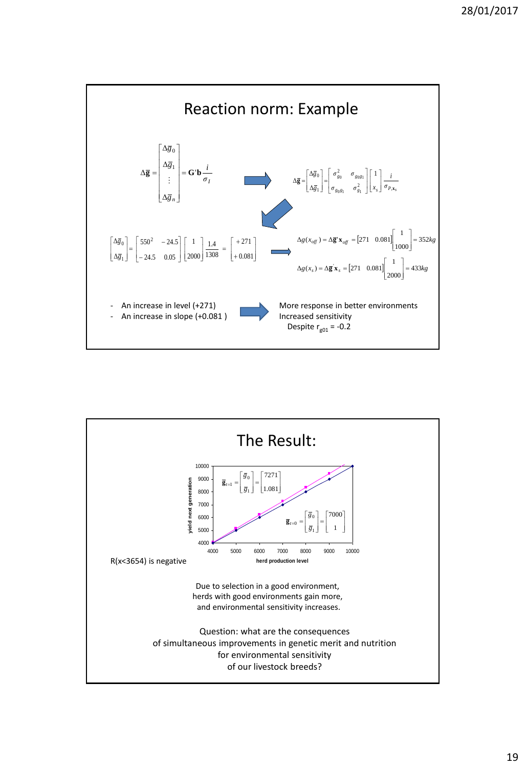# Reaction norm: Example

$$\Delta\bar{\mathbf{g}} = \begin{bmatrix} \Delta\bar{g}_0 \\ \Delta\bar{g}_1 \\ \vdots \\ \Delta\bar{g}_n \end{bmatrix} = \mathbf{G}'\mathbf{b}\frac{i}{\sigma_I}$$

$$\Delta\bar{\mathbf{g}} = \begin{bmatrix} \Delta\bar{g}_0 \\ \Delta\bar{g}_1 \end{bmatrix} = \begin{bmatrix} \sigma^2_{g_0} & \sigma_{g_0g_1} \\ \sigma_{g_0g_1} & \sigma^2_{g_1} \end{bmatrix} \begin{bmatrix} 1 \\ x_s \end{bmatrix} \frac{i}{\sigma_{P,\mathbf{x}_s}}$$

$$\begin{bmatrix} \Delta\bar{g}_0 \\ \Delta\bar{g}_1 \end{bmatrix} = \begin{bmatrix} 550^2 & -24.5 \\ -24.5 & 0.05 \end{bmatrix} \begin{bmatrix} 1 \\ 2000 \end{bmatrix} \frac{1.4}{1308} = \begin{bmatrix} +271 \\ +0.081 \end{bmatrix}$$

$$\Delta g(x_{off}) = \Delta\bar{\mathbf{g}}'\mathbf{x}_{off} = \begin{bmatrix} 271 & 0.081 \end{bmatrix} \begin{bmatrix} 1 \\ 1000 \end{bmatrix} = 352kg$$

$$\Delta g(x_s) = \Delta\bar{\mathbf{g}}'\mathbf{x}_s = \begin{bmatrix} 271 & 0.081 \end{bmatrix} \begin{bmatrix} 1 \\ 2000 \end{bmatrix} = 433kg$$

- An increase in level (+271)
- An increase in slope (+0.081 )

→ More response in better environments
Increased sensitivity
Despite $r_{g01} = -0.2$

# The Result:

$$\bar{\mathbf{g}}_{t=1} = \begin{bmatrix} \bar{g}_0 \\ \bar{g}_1 \end{bmatrix} = \begin{bmatrix} 7271 \\ 1.081 \end{bmatrix} \qquad \bar{\mathbf{g}}_{t=0} = \begin{bmatrix} \bar{g}_0 \\ \bar{g}_1 \end{bmatrix} = \begin{bmatrix} 7000 \\ 1 \end{bmatrix}$$

R(x<3654) is negative

Due to selection in a good environment,
herds with good environments gain more,
and environmental sensitivity increases.

Question: what are the consequences
of simultaneous improvements in genetic merit and nutrition
for environmental sensitivity
of our livestock breeds?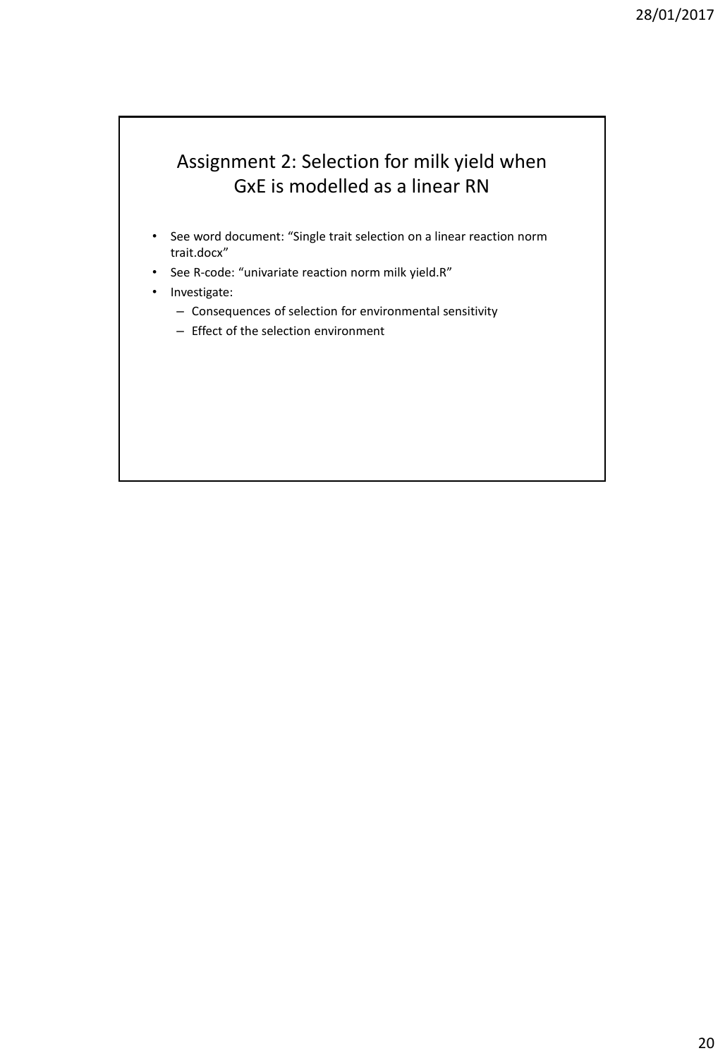# Assignment 2: Selection for milk yield when GxE is modelled as a linear RN

- See word document: “Single trait selection on a linear reaction norm trait.docx”
- See R-code: “univariate reaction norm milk yield.R”
- Investigate:
  - Consequences of selection for environmental sensitivity
  - Effect of the selection environment